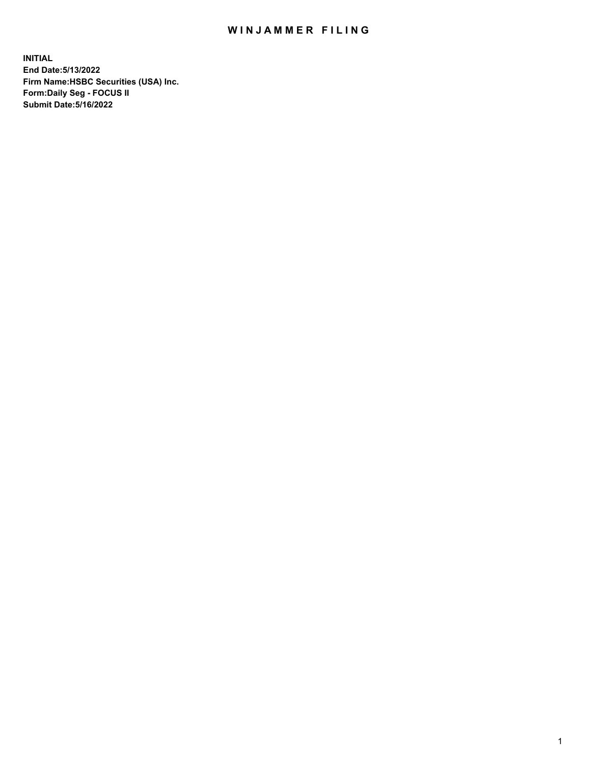# WINJAMMER FILING

**INITIAL**
**End Date:5/13/2022**
**Firm Name:HSBC Securities (USA) Inc.**
**Form:Daily Seg - FOCUS II**
**Submit Date:5/16/2022**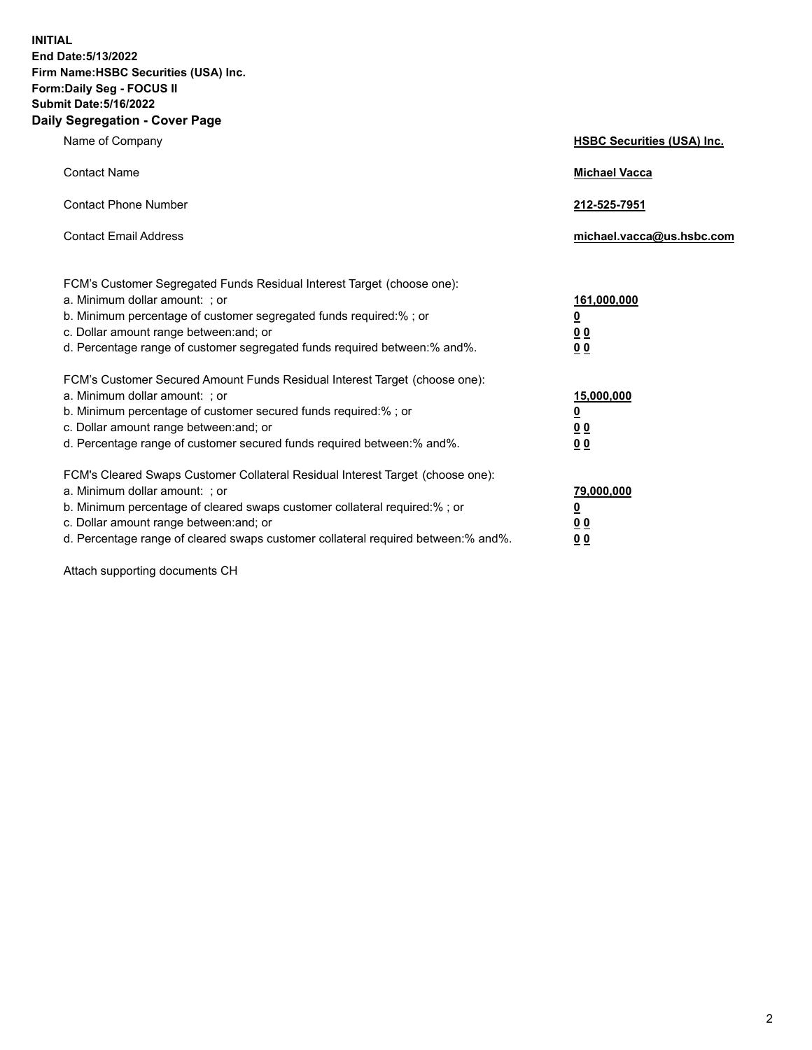**INITIAL**
**End Date:5/13/2022**
**Firm Name:HSBC Securities (USA) Inc.**
**Form:Daily Seg - FOCUS II**
**Submit Date:5/16/2022**

## Daily Segregation - Cover Page

| | |
|---|---|
| Name of Company | **HSBC Securities (USA) Inc.** |
| Contact Name | **Michael Vacca** |
| Contact Phone Number | **212-525-7951** |
| Contact Email Address | **michael.vacca@us.hsbc.com** |

| | |
|---|---|
| FCM's Customer Segregated Funds Residual Interest Target (choose one): | |
| a. Minimum dollar amount: ; or | **161,000,000** |
| b. Minimum percentage of customer segregated funds required:% ; or | **0** |
| c. Dollar amount range between:and; or | **0 0** |
| d. Percentage range of customer segregated funds required between:% and%. | **0 0** |
| FCM's Customer Secured Amount Funds Residual Interest Target (choose one): | |
| a. Minimum dollar amount: ; or | **15,000,000** |
| b. Minimum percentage of customer secured funds required:% ; or | **0** |
| c. Dollar amount range between:and; or | **0 0** |
| d. Percentage range of customer secured funds required between:% and%. | **0 0** |
| FCM's Cleared Swaps Customer Collateral Residual Interest Target (choose one): | |
| a. Minimum dollar amount: ; or | **79,000,000** |
| b. Minimum percentage of cleared swaps customer collateral required:% ; or | **0** |
| c. Dollar amount range between:and; or | **0 0** |
| d. Percentage range of cleared swaps customer collateral required between:% and%. | **0 0** |

Attach supporting documents CH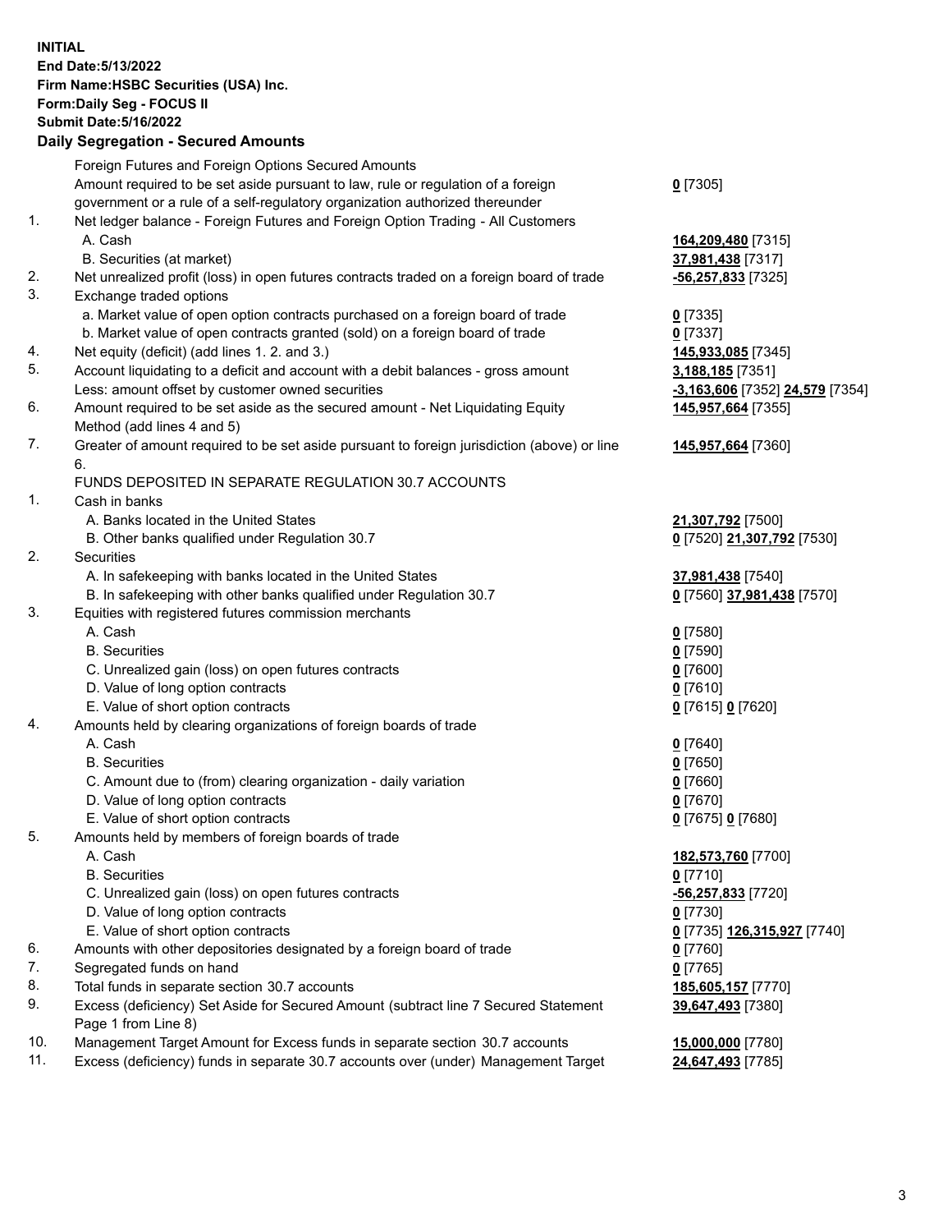**INITIAL**
**End Date:5/13/2022**
**Firm Name:HSBC Securities (USA) Inc.**
**Form:Daily Seg - FOCUS II**
**Submit Date:5/16/2022**

## Daily Segregation - Secured Amounts

| | | |
|---|---|---|
| | Foreign Futures and Foreign Options Secured Amounts | |
| | Amount required to be set aside pursuant to law, rule or regulation of a foreign government or a rule of a self-regulatory organization authorized thereunder | **0** [7305] |
| 1. | Net ledger balance - Foreign Futures and Foreign Option Trading - All Customers | |
| | A. Cash | **164,209,480** [7315] |
| | B. Securities (at market) | **37,981,438** [7317] |
| 2. | Net unrealized profit (loss) in open futures contracts traded on a foreign board of trade | **-56,257,833** [7325] |
| 3. | Exchange traded options | |
| | a. Market value of open option contracts purchased on a foreign board of trade | **0** [7335] |
| | b. Market value of open contracts granted (sold) on a foreign board of trade | **0** [7337] |
| 4. | Net equity (deficit) (add lines 1. 2. and 3.) | **145,933,085** [7345] |
| 5. | Account liquidating to a deficit and account with a debit balances - gross amount | **3,188,185** [7351] |
| | Less: amount offset by customer owned securities | **-3,163,606** [7352] **24,579** [7354] |
| 6. | Amount required to be set aside as the secured amount - Net Liquidating Equity Method (add lines 4 and 5) | **145,957,664** [7355] |
| 7. | Greater of amount required to be set aside pursuant to foreign jurisdiction (above) or line 6. | **145,957,664** [7360] |
| | FUNDS DEPOSITED IN SEPARATE REGULATION 30.7 ACCOUNTS | |
| 1. | Cash in banks | |
| | A. Banks located in the United States | **21,307,792** [7500] |
| | B. Other banks qualified under Regulation 30.7 | **0** [7520] **21,307,792** [7530] |
| 2. | Securities | |
| | A. In safekeeping with banks located in the United States | **37,981,438** [7540] |
| | B. In safekeeping with other banks qualified under Regulation 30.7 | **0** [7560] **37,981,438** [7570] |
| 3. | Equities with registered futures commission merchants | |
| | A. Cash | **0** [7580] |
| | B. Securities | **0** [7590] |
| | C. Unrealized gain (loss) on open futures contracts | **0** [7600] |
| | D. Value of long option contracts | **0** [7610] |
| | E. Value of short option contracts | **0** [7615] **0** [7620] |
| 4. | Amounts held by clearing organizations of foreign boards of trade | |
| | A. Cash | **0** [7640] |
| | B. Securities | **0** [7650] |
| | C. Amount due to (from) clearing organization - daily variation | **0** [7660] |
| | D. Value of long option contracts | **0** [7670] |
| | E. Value of short option contracts | **0** [7675] **0** [7680] |
| 5. | Amounts held by members of foreign boards of trade | |
| | A. Cash | **182,573,760** [7700] |
| | B. Securities | **0** [7710] |
| | C. Unrealized gain (loss) on open futures contracts | **-56,257,833** [7720] |
| | D. Value of long option contracts | **0** [7730] |
| | E. Value of short option contracts | **0** [7735] **126,315,927** [7740] |
| 6. | Amounts with other depositories designated by a foreign board of trade | **0** [7760] |
| 7. | Segregated funds on hand | **0** [7765] |
| 8. | Total funds in separate section 30.7 accounts | **185,605,157** [7770] |
| 9. | Excess (deficiency) Set Aside for Secured Amount (subtract line 7 Secured Statement Page 1 from Line 8) | **39,647,493** [7380] |
| 10. | Management Target Amount for Excess funds in separate section 30.7 accounts | **15,000,000** [7780] |
| 11. | Excess (deficiency) funds in separate 30.7 accounts over (under) Management Target | **24,647,493** [7785] |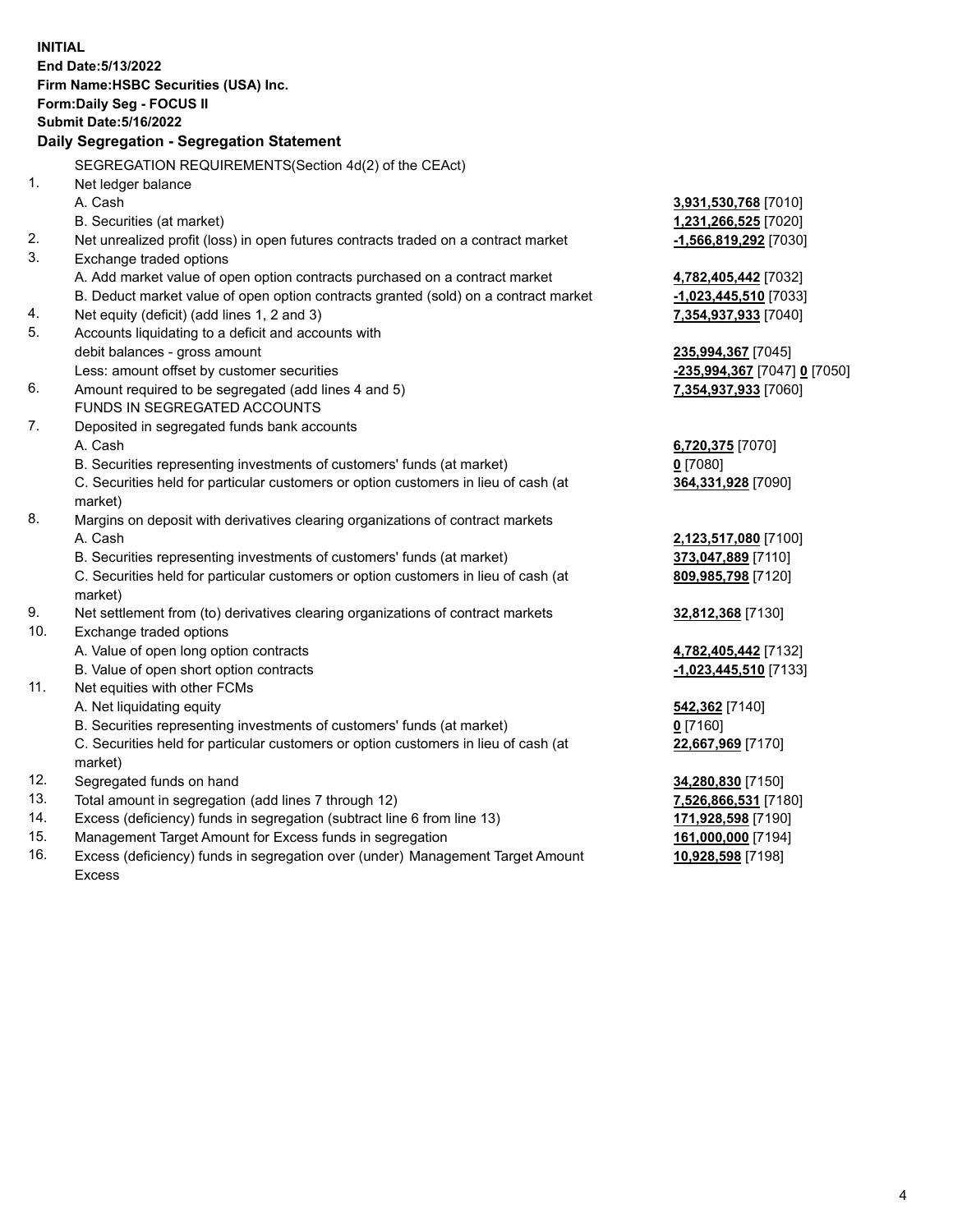**INITIAL**
**End Date:5/13/2022**
**Firm Name:HSBC Securities (USA) Inc.**
**Form:Daily Seg - FOCUS II**
**Submit Date:5/16/2022**

## Daily Segregation - Segregation Statement

| | | |
|---|---|---|
| | SEGREGATION REQUIREMENTS(Section 4d(2) of the CEAct) | |
| 1. | Net ledger balance | |
| | A. Cash | **3,931,530,768** [7010] |
| | B. Securities (at market) | **1,231,266,525** [7020] |
| 2. | Net unrealized profit (loss) in open futures contracts traded on a contract market | **-1,566,819,292** [7030] |
| 3. | Exchange traded options | |
| | A. Add market value of open option contracts purchased on a contract market | **4,782,405,442** [7032] |
| | B. Deduct market value of open option contracts granted (sold) on a contract market | **-1,023,445,510** [7033] |
| 4. | Net equity (deficit) (add lines 1, 2 and 3) | **7,354,937,933** [7040] |
| 5. | Accounts liquidating to a deficit and accounts with debit balances - gross amount | **235,994,367** [7045] |
| | Less: amount offset by customer securities | **-235,994,367** [7047] **0** [7050] |
| 6. | Amount required to be segregated (add lines 4 and 5) | **7,354,937,933** [7060] |
| | FUNDS IN SEGREGATED ACCOUNTS | |
| 7. | Deposited in segregated funds bank accounts | |
| | A. Cash | **6,720,375** [7070] |
| | B. Securities representing investments of customers' funds (at market) | **0** [7080] |
| | C. Securities held for particular customers or option customers in lieu of cash (at market) | **364,331,928** [7090] |
| 8. | Margins on deposit with derivatives clearing organizations of contract markets | |
| | A. Cash | **2,123,517,080** [7100] |
| | B. Securities representing investments of customers' funds (at market) | **373,047,889** [7110] |
| | C. Securities held for particular customers or option customers in lieu of cash (at market) | **809,985,798** [7120] |
| 9. | Net settlement from (to) derivatives clearing organizations of contract markets | **32,812,368** [7130] |
| 10. | Exchange traded options | |
| | A. Value of open long option contracts | **4,782,405,442** [7132] |
| | B. Value of open short option contracts | **-1,023,445,510** [7133] |
| 11. | Net equities with other FCMs | |
| | A. Net liquidating equity | **542,362** [7140] |
| | B. Securities representing investments of customers' funds (at market) | **0** [7160] |
| | C. Securities held for particular customers or option customers in lieu of cash (at market) | **22,667,969** [7170] |
| 12. | Segregated funds on hand | **34,280,830** [7150] |
| 13. | Total amount in segregation (add lines 7 through 12) | **7,526,866,531** [7180] |
| 14. | Excess (deficiency) funds in segregation (subtract line 6 from line 13) | **171,928,598** [7190] |
| 15. | Management Target Amount for Excess funds in segregation | **161,000,000** [7194] |
| 16. | Excess (deficiency) funds in segregation over (under) Management Target Amount Excess | **10,928,598** [7198] |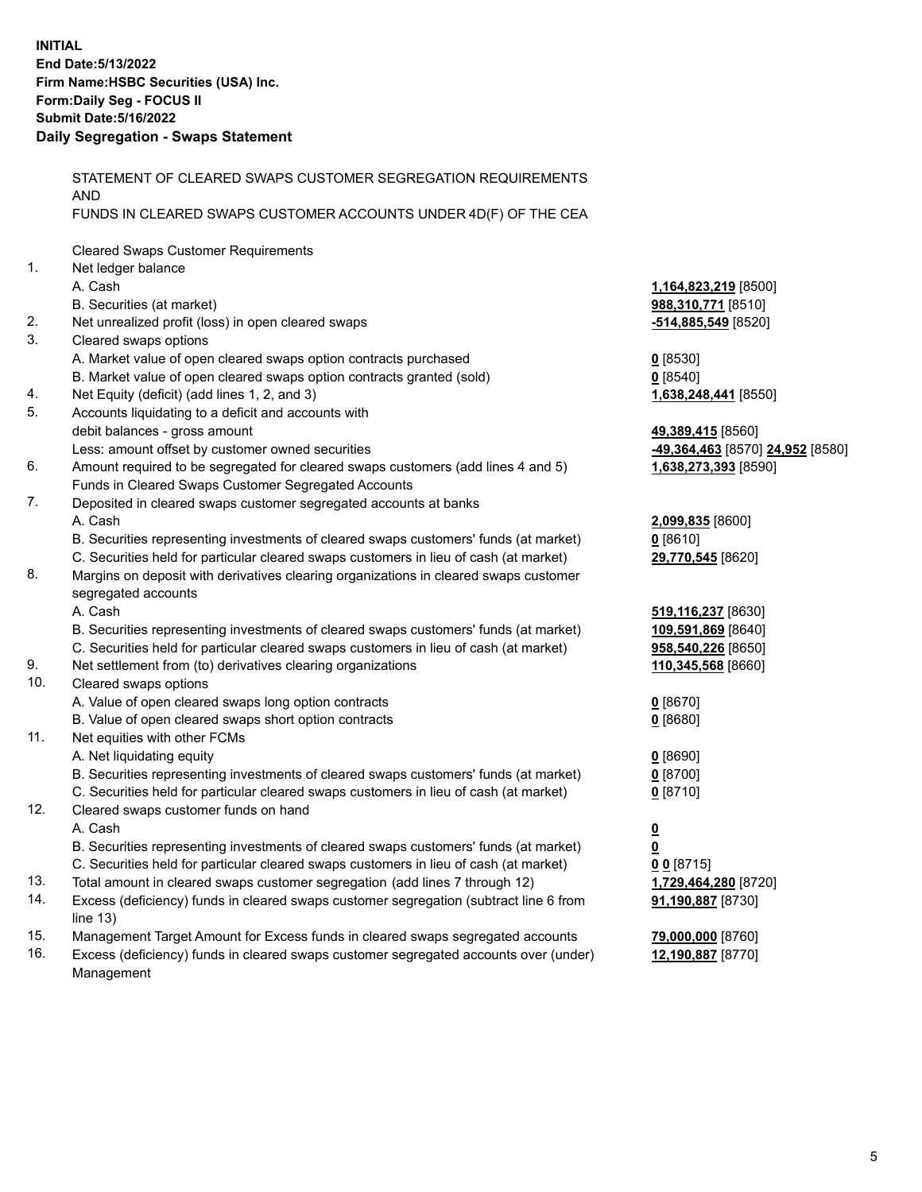**INITIAL**
**End Date:5/13/2022**
**Firm Name:HSBC Securities (USA) Inc.**
**Form:Daily Seg - FOCUS II**
**Submit Date:5/16/2022**
**Daily Segregation - Swaps Statement**

STATEMENT OF CLEARED SWAPS CUSTOMER SEGREGATION REQUIREMENTS AND
FUNDS IN CLEARED SWAPS CUSTOMER ACCOUNTS UNDER 4D(F) OF THE CEA

| | | |
|---|---|---|
| | Cleared Swaps Customer Requirements | |
| 1. | Net ledger balance | |
| | A. Cash | **1,164,823,219** [8500] |
| | B. Securities (at market) | **988,310,771** [8510] |
| 2. | Net unrealized profit (loss) in open cleared swaps | **-514,885,549** [8520] |
| 3. | Cleared swaps options | |
| | A. Market value of open cleared swaps option contracts purchased | **0** [8530] |
| | B. Market value of open cleared swaps option contracts granted (sold) | **0** [8540] |
| 4. | Net Equity (deficit) (add lines 1, 2, and 3) | **1,638,248,441** [8550] |
| 5. | Accounts liquidating to a deficit and accounts with debit balances - gross amount | **49,389,415** [8560] |
| | Less: amount offset by customer owned securities | **-49,364,463** [8570] **24,952** [8580] |
| 6. | Amount required to be segregated for cleared swaps customers (add lines 4 and 5) | **1,638,273,393** [8590] |
| | Funds in Cleared Swaps Customer Segregated Accounts | |
| 7. | Deposited in cleared swaps customer segregated accounts at banks | |
| | A. Cash | **2,099,835** [8600] |
| | B. Securities representing investments of cleared swaps customers' funds (at market) | **0** [8610] |
| | C. Securities held for particular cleared swaps customers in lieu of cash (at market) | **29,770,545** [8620] |
| 8. | Margins on deposit with derivatives clearing organizations in cleared swaps customer segregated accounts | |
| | A. Cash | **519,116,237** [8630] |
| | B. Securities representing investments of cleared swaps customers' funds (at market) | **109,591,869** [8640] |
| | C. Securities held for particular cleared swaps customers in lieu of cash (at market) | **958,540,226** [8650] |
| 9. | Net settlement from (to) derivatives clearing organizations | **110,345,568** [8660] |
| 10. | Cleared swaps options | |
| | A. Value of open cleared swaps long option contracts | **0** [8670] |
| | B. Value of open cleared swaps short option contracts | **0** [8680] |
| 11. | Net equities with other FCMs | |
| | A. Net liquidating equity | **0** [8690] |
| | B. Securities representing investments of cleared swaps customers' funds (at market) | **0** [8700] |
| | C. Securities held for particular cleared swaps customers in lieu of cash (at market) | **0** [8710] |
| 12. | Cleared swaps customer funds on hand | |
| | A. Cash | **0** |
| | B. Securities representing investments of cleared swaps customers' funds (at market) | **0** |
| | C. Securities held for particular cleared swaps customers in lieu of cash (at market) | **0** **0** [8715] |
| 13. | Total amount in cleared swaps customer segregation (add lines 7 through 12) | **1,729,464,280** [8720] |
| 14. | Excess (deficiency) funds in cleared swaps customer segregation (subtract line 6 from line 13) | **91,190,887** [8730] |
| 15. | Management Target Amount for Excess funds in cleared swaps segregated accounts | **79,000,000** [8760] |
| 16. | Excess (deficiency) funds in cleared swaps customer segregated accounts over (under) Management | **12,190,887** [8770] |